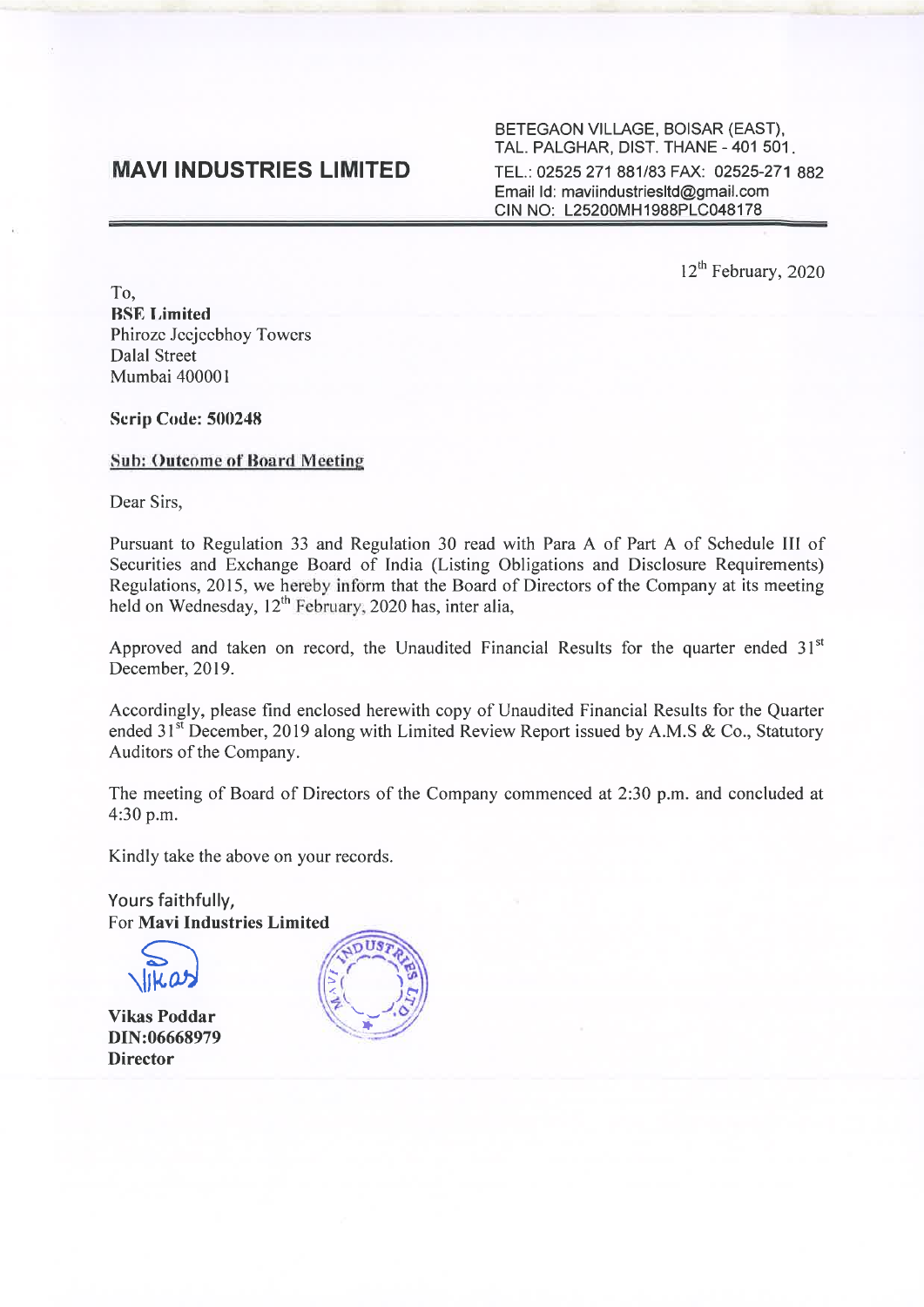# MAVI INDUSTRIES LIMITED

BETEGAON VILLAGE, BOISAR (EAST),
TAL. PALGHAR, DIST. THANE - 401 501.
TEL.: 02525 271 881/83 FAX: 02525-271 882
Email Id: maviindustriesltd@gmail.com
CIN NO: L25200MH1988PLC048178

12th February, 2020

To,
**BSE Limited**
Phiroze Jeejeebhoy Towers
Dalal Street
Mumbai 400001

**Scrip Code: 500248**

**Sub: Outcome of Board Meeting**

Dear Sirs,

Pursuant to Regulation 33 and Regulation 30 read with Para A of Part A of Schedule III of Securities and Exchange Board of India (Listing Obligations and Disclosure Requirements) Regulations, 2015, we hereby inform that the Board of Directors of the Company at its meeting held on Wednesday, 12th February, 2020 has, inter alia,

Approved and taken on record, the Unaudited Financial Results for the quarter ended 31st December, 2019.

Accordingly, please find enclosed herewith copy of Unaudited Financial Results for the Quarter ended 31st December, 2019 along with Limited Review Report issued by A.M.S & Co., Statutory Auditors of the Company.

The meeting of Board of Directors of the Company commenced at 2:30 p.m. and concluded at 4:30 p.m.

Kindly take the above on your records.

Yours faithfully,
For **Mavi Industries Limited**

**Vikas Poddar**
**DIN:06668979**
**Director**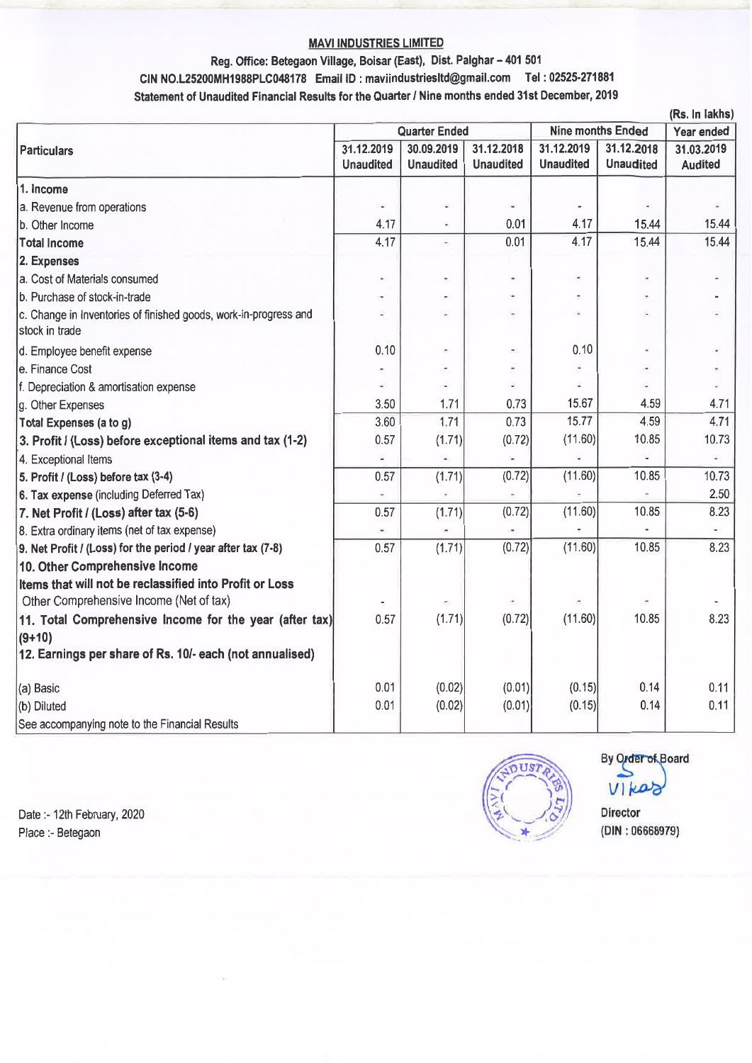**MAVI INDUSTRIES LIMITED**

**Reg. Office: Betegaon Village, Boisar (East), Dist. Palghar – 401 501**

**CIN NO.L25200MH1988PLC048178 Email ID : maviindustriesltd@gmail.com Tel : 02525-271881**

**Statement of Unaudited Financial Results for the Quarter / Nine months ended 31st December, 2019**

(Rs. In lakhs)

| Particulars | Quarter Ended | | | Nine months Ended | | Year ended |
|---|---|---|---|---|---|---|
| | 31.12.2019 Unaudited | 30.09.2019 Unaudited | 31.12.2018 Unaudited | 31.12.2019 Unaudited | 31.12.2018 Unaudited | 31.03.2019 Audited |
| **1. Income** | | | | | | |
| a. Revenue from operations | - | - | - | - | - | - |
| b. Other Income | 4.17 | - | 0.01 | 4.17 | 15.44 | 15.44 |
| **Total Income** | 4.17 | - | 0.01 | 4.17 | 15.44 | 15.44 |
| **2. Expenses** | | | | | | |
| a. Cost of Materials consumed | - | - | - | - | - | - |
| b. Purchase of stock-in-trade | - | - | - | - | - | - |
| c. Change in Inventories of finished goods, work-in-progress and stock in trade | - | - | - | - | - | - |
| d. Employee benefit expense | 0.10 | - | - | 0.10 | - | - |
| e. Finance Cost | - | - | - | - | - | - |
| f. Depreciation & amortisation expense | - | - | - | - | - | - |
| g. Other Expenses | 3.50 | 1.71 | 0.73 | 15.67 | 4.59 | 4.71 |
| **Total Expenses (a to g)** | 3.60 | 1.71 | 0.73 | 15.77 | 4.59 | 4.71 |
| **3. Profit / (Loss) before exceptional items and tax (1-2)** | 0.57 | (1.71) | (0.72) | (11.60) | 10.85 | 10.73 |
| 4. Exceptional Items | - | - | - | - | - | - |
| **5. Profit / (Loss) before tax (3-4)** | 0.57 | (1.71) | (0.72) | (11.60) | 10.85 | 10.73 |
| **6. Tax expense** (including Deferred Tax) | - | - | - | - | - | 2.50 |
| **7. Net Profit / (Loss) after tax (5-6)** | 0.57 | (1.71) | (0.72) | (11.60) | 10.85 | 8.23 |
| 8. Extra ordinary items (net of tax expense) | - | - | - | - | - | - |
| **9. Net Profit / (Loss) for the period / year after tax (7-8)** | 0.57 | (1.71) | (0.72) | (11.60) | 10.85 | 8.23 |
| **10. Other Comprehensive Income** | | | | | | |
| **Items that will not be reclassified into Profit or Loss** Other Comprehensive Income (Net of tax) | - | - | - | - | - | - |
| **11. Total Comprehensive Income for the year (after tax) (9+10)** | 0.57 | (1.71) | (0.72) | (11.60) | 10.85 | 8.23 |
| **12. Earnings per share of Rs. 10/- each (not annualised)** | | | | | | |
| (a) Basic | 0.01 | (0.02) | (0.01) | (0.15) | 0.14 | 0.11 |
| (b) Diluted | 0.01 | (0.02) | (0.01) | (0.15) | 0.14 | 0.11 |
| See accompanying note to the Financial Results | | | | | | |

Date :- 12th February, 2020
Place :- Betegaon

By Order of Board

Vikas

Director
(DIN : 06668979)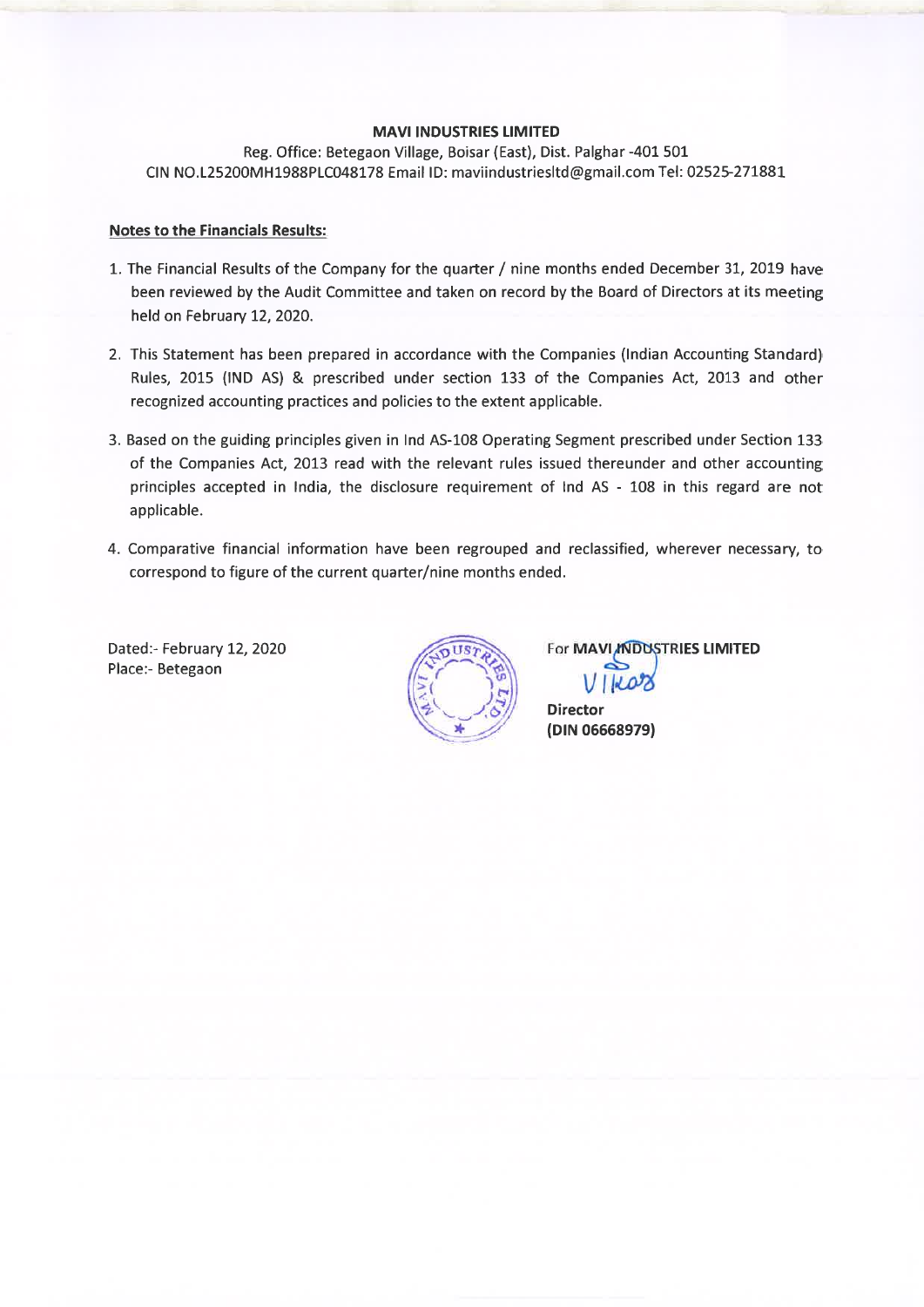**MAVI INDUSTRIES LIMITED**

Reg. Office: Betegaon Village, Boisar (East), Dist. Palghar -401 501
CIN NO.L25200MH1988PLC048178 Email ID: maviindustriesltd@gmail.com Tel: 02525-271881

**Notes to the Financials Results:**

1. The Financial Results of the Company for the quarter / nine months ended December 31, 2019 have been reviewed by the Audit Committee and taken on record by the Board of Directors at its meeting held on February 12, 2020.
2. This Statement has been prepared in accordance with the Companies (Indian Accounting Standard) Rules, 2015 (IND AS) & prescribed under section 133 of the Companies Act, 2013 and other recognized accounting practices and policies to the extent applicable.
3. Based on the guiding principles given in Ind AS-108 Operating Segment prescribed under Section 133 of the Companies Act, 2013 read with the relevant rules issued thereunder and other accounting principles accepted in India, the disclosure requirement of Ind AS - 108 in this regard are not applicable.
4. Comparative financial information have been regrouped and reclassified, wherever necessary, to correspond to figure of the current quarter/nine months ended.

Dated:- February 12, 2020
Place:- Betegaon

For **MAVI INDUSTRIES LIMITED**

Vikas

**Director**
**(DIN 06668979)**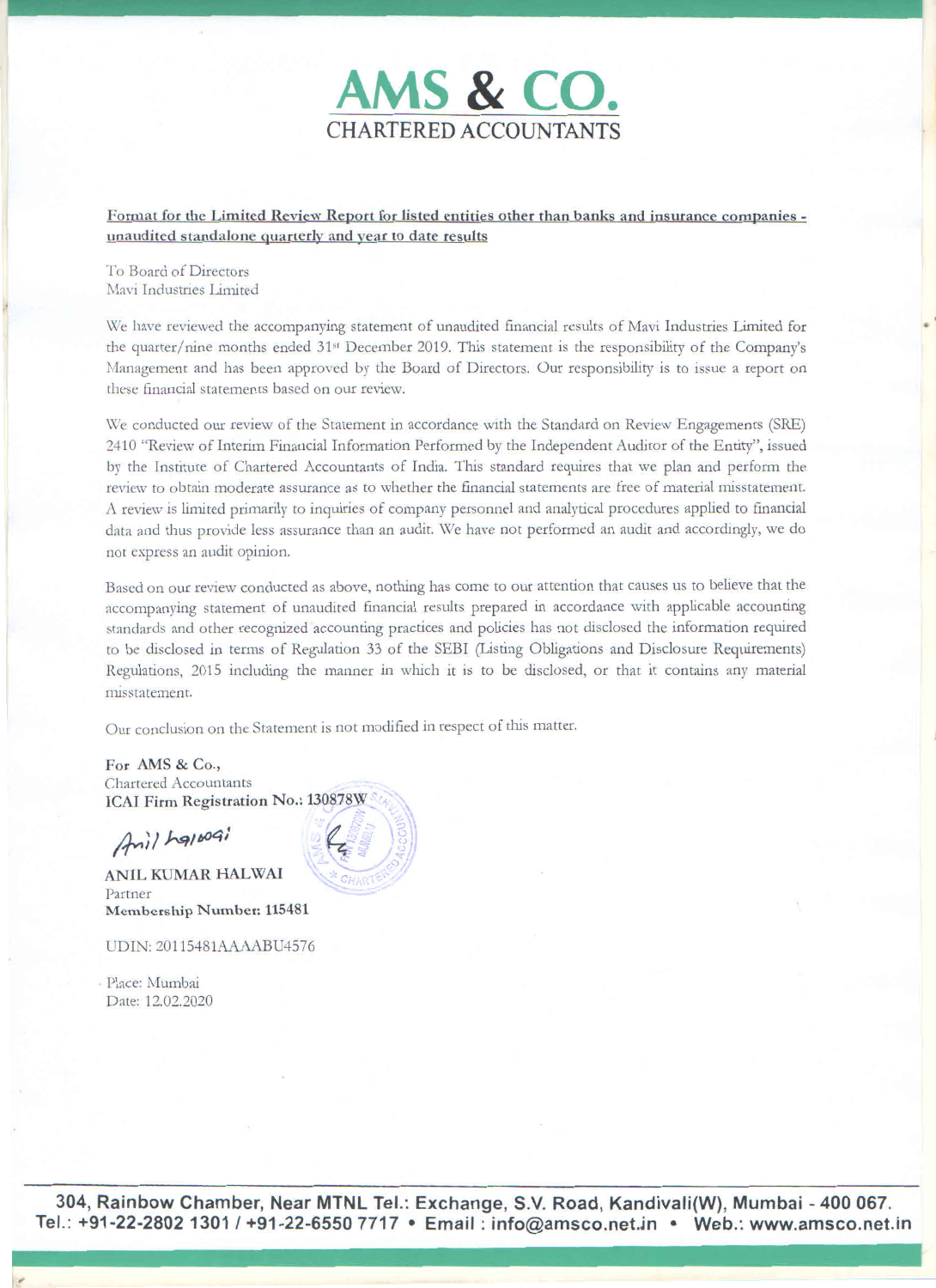# AMS & CO.
CHARTERED ACCOUNTANTS

**Format for the Limited Review Report for listed entities other than banks and insurance companies - unaudited standalone quarterly and year to date results**

To Board of Directors
Mavi Industries Limited

We have reviewed the accompanying statement of unaudited financial results of Mavi Industries Limited for the quarter/nine months ended 31st December 2019. This statement is the responsibility of the Company's Management and has been approved by the Board of Directors. Our responsibility is to issue a report on these financial statements based on our review.

We conducted our review of the Statement in accordance with the Standard on Review Engagements (SRE) 2410 "Review of Interim Financial Information Performed by the Independent Auditor of the Entity", issued by the Institute of Chartered Accountants of India. This standard requires that we plan and perform the review to obtain moderate assurance as to whether the financial statements are free of material misstatement. A review is limited primarily to inquiries of company personnel and analytical procedures applied to financial data and thus provide less assurance than an audit. We have not performed an audit and accordingly, we do not express an audit opinion.

Based on our review conducted as above, nothing has come to our attention that causes us to believe that the accompanying statement of unaudited financial results prepared in accordance with applicable accounting standards and other recognized accounting practices and policies has not disclosed the information required to be disclosed in terms of Regulation 33 of the SEBI (Listing Obligations and Disclosure Requirements) Regulations, 2015 including the manner in which it is to be disclosed, or that it contains any material misstatement.

Our conclusion on the Statement is not modified in respect of this matter.

**For AMS & Co.,**
Chartered Accountants
**ICAI Firm Registration No.: 130878W**

**ANIL KUMAR HALWAI**
Partner
**Membership Number: 115481**

UDIN: 20115481AAAABU4576

Place: Mumbai
Date: 12.02.2020

304, Rainbow Chamber, Near MTNL Tel.: Exchange, S.V. Road, Kandivali(W), Mumbai - 400 067.
Tel.: +91-22-2802 1301 / +91-22-6550 7717 • Email : info@amsco.net.in • Web.: www.amsco.net.in